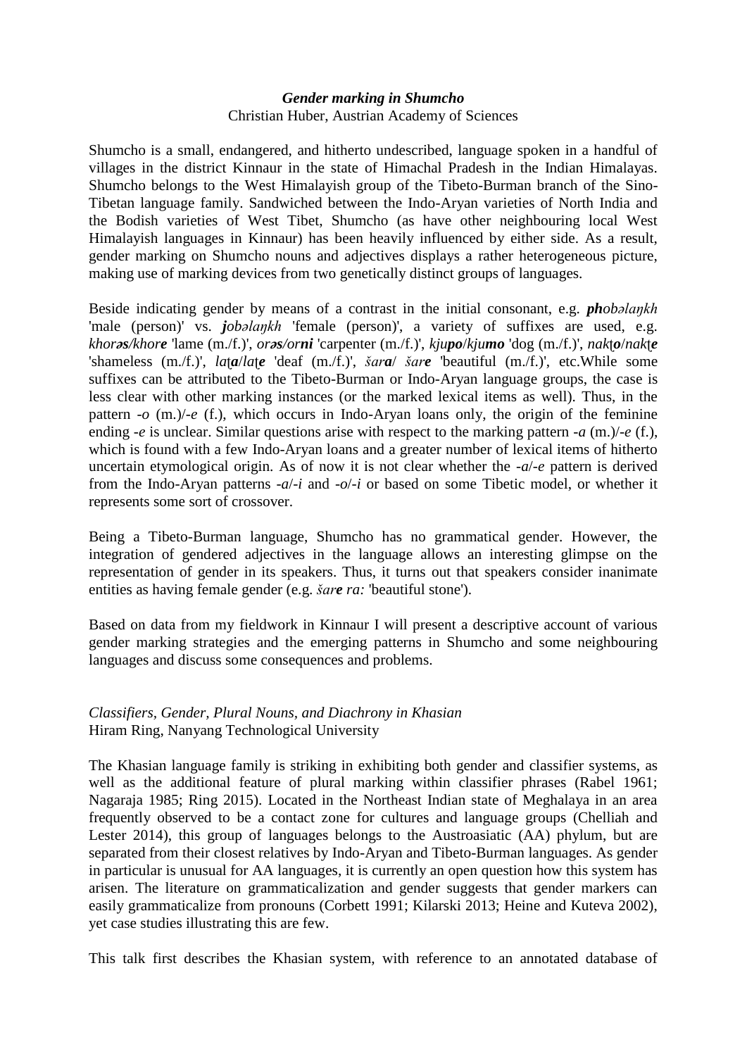## *Gender marking in Shumcho*

Christian Huber, Austrian Academy of Sciences

Shumcho is a small, endangered, and hitherto undescribed, language spoken in a handful of villages in the district Kinnaur in the state of Himachal Pradesh in the Indian Himalayas. Shumcho belongs to the West Himalayish group of the Tibeto-Burman branch of the Sino-Tibetan language family. Sandwiched between the Indo-Aryan varieties of North India and the Bodish varieties of West Tibet, Shumcho (as have other neighbouring local West Himalayish languages in Kinnaur) has been heavily influenced by either side. As a result, gender marking on Shumcho nouns and adjectives displays a rather heterogeneous picture, making use of marking devices from two genetically distinct groups of languages.

Beside indicating gender by means of a contrast in the initial consonant, e.g. ***ph****obəlaŋkh* 'male (person)' vs. ***j****obəlaŋkh* 'female (person)', a variety of suffixes are used, e.g. *khor****əs****/khor****e*** 'lame (m./f.)', *or****əs****/or****ni*** 'carpenter (m./f.)', *kju****po****/kju****mo*** 'dog (m./f.)', *nakʈ****o****/nakʈ****e*** 'shameless (m./f.)', *laʈ****a****/laʈ****e*** 'deaf (m./f.)', *šar****a****/ šar****e*** 'beautiful (m./f.)', etc.While some suffixes can be attributed to the Tibeto-Burman or Indo-Aryan language groups, the case is less clear with other marking instances (or the marked lexical items as well). Thus, in the pattern *-o* (m.)/*-e* (f.), which occurs in Indo-Aryan loans only, the origin of the feminine ending *-e* is unclear. Similar questions arise with respect to the marking pattern *-a* (m.)/*-e* (f.), which is found with a few Indo-Aryan loans and a greater number of lexical items of hitherto uncertain etymological origin. As of now it is not clear whether the *-a*/*-e* pattern is derived from the Indo-Aryan patterns *-a*/*-i* and *-o*/*-i* or based on some Tibetic model, or whether it represents some sort of crossover.

Being a Tibeto-Burman language, Shumcho has no grammatical gender. However, the integration of gendered adjectives in the language allows an interesting glimpse on the representation of gender in its speakers. Thus, it turns out that speakers consider inanimate entities as having female gender (e.g. *šar****e*** *ra:* 'beautiful stone').

Based on data from my fieldwork in Kinnaur I will present a descriptive account of various gender marking strategies and the emerging patterns in Shumcho and some neighbouring languages and discuss some consequences and problems.

## *Classifiers, Gender, Plural Nouns, and Diachrony in Khasian*

Hiram Ring, Nanyang Technological University

The Khasian language family is striking in exhibiting both gender and classifier systems, as well as the additional feature of plural marking within classifier phrases (Rabel 1961; Nagaraja 1985; Ring 2015). Located in the Northeast Indian state of Meghalaya in an area frequently observed to be a contact zone for cultures and language groups (Chelliah and Lester 2014), this group of languages belongs to the Austroasiatic (AA) phylum, but are separated from their closest relatives by Indo-Aryan and Tibeto-Burman languages. As gender in particular is unusual for AA languages, it is currently an open question how this system has arisen. The literature on grammaticalization and gender suggests that gender markers can easily grammaticalize from pronouns (Corbett 1991; Kilarski 2013; Heine and Kuteva 2002), yet case studies illustrating this are few.

This talk first describes the Khasian system, with reference to an annotated database of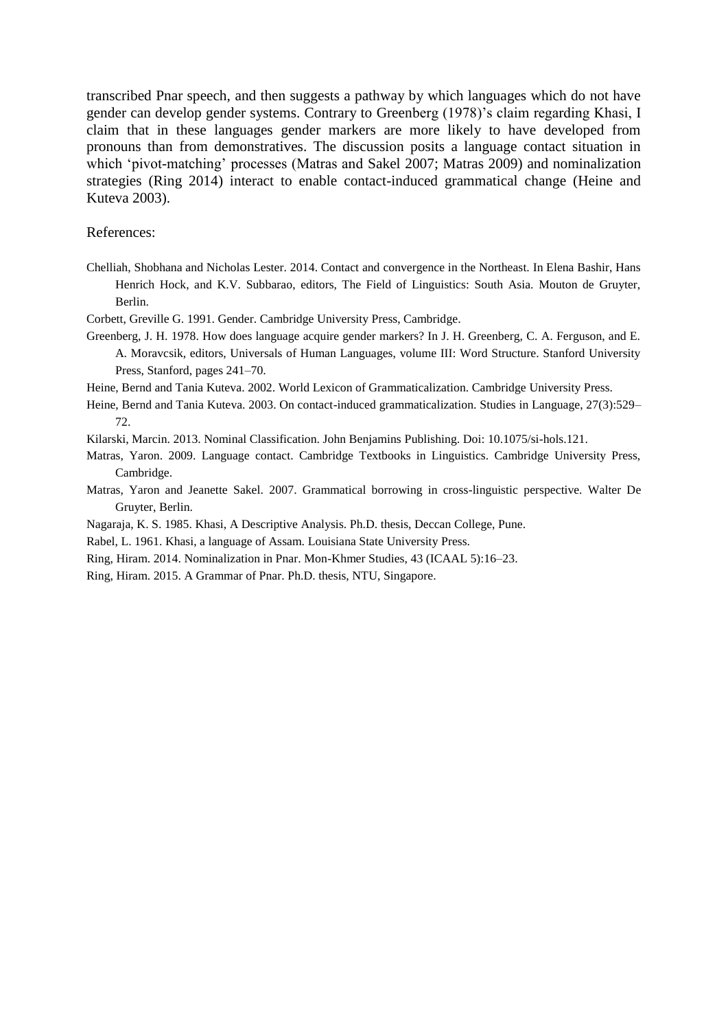transcribed Pnar speech, and then suggests a pathway by which languages which do not have gender can develop gender systems. Contrary to Greenberg (1978)'s claim regarding Khasi, I claim that in these languages gender markers are more likely to have developed from pronouns than from demonstratives. The discussion posits a language contact situation in which 'pivot-matching' processes (Matras and Sakel 2007; Matras 2009) and nominalization strategies (Ring 2014) interact to enable contact-induced grammatical change (Heine and Kuteva 2003).

References:

Chelliah, Shobhana and Nicholas Lester. 2014. Contact and convergence in the Northeast. In Elena Bashir, Hans Henrich Hock, and K.V. Subbarao, editors, The Field of Linguistics: South Asia. Mouton de Gruyter, Berlin.

Corbett, Greville G. 1991. Gender. Cambridge University Press, Cambridge.

Greenberg, J. H. 1978. How does language acquire gender markers? In J. H. Greenberg, C. A. Ferguson, and E. A. Moravcsik, editors, Universals of Human Languages, volume III: Word Structure. Stanford University Press, Stanford, pages 241–70.

Heine, Bernd and Tania Kuteva. 2002. World Lexicon of Grammaticalization. Cambridge University Press.

Heine, Bernd and Tania Kuteva. 2003. On contact-induced grammaticalization. Studies in Language, 27(3):529–72.

Kilarski, Marcin. 2013. Nominal Classification. John Benjamins Publishing. Doi: 10.1075/si-hols.121.

Matras, Yaron. 2009. Language contact. Cambridge Textbooks in Linguistics. Cambridge University Press, Cambridge.

Matras, Yaron and Jeanette Sakel. 2007. Grammatical borrowing in cross-linguistic perspective. Walter De Gruyter, Berlin.

Nagaraja, K. S. 1985. Khasi, A Descriptive Analysis. Ph.D. thesis, Deccan College, Pune.

Rabel, L. 1961. Khasi, a language of Assam. Louisiana State University Press.

Ring, Hiram. 2014. Nominalization in Pnar. Mon-Khmer Studies, 43 (ICAAL 5):16–23.

Ring, Hiram. 2015. A Grammar of Pnar. Ph.D. thesis, NTU, Singapore.